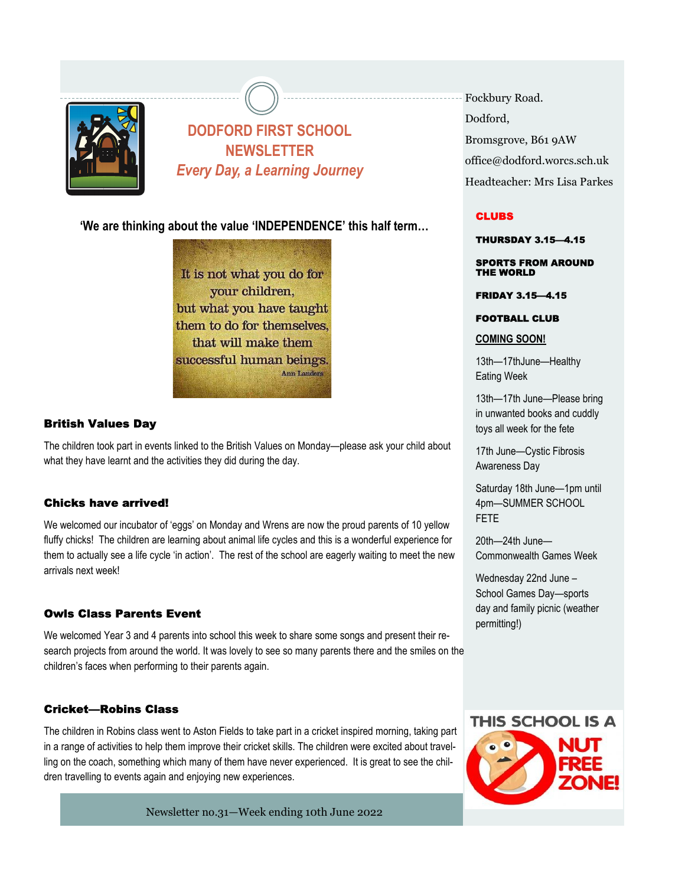# DODFORD FIRST SCHOOL NEWSLETTER

*Every Day, a Learning Journey*

Fockbury Road.
Dodford,
Bromsgrove, B61 9AW
office@dodford.worcs.sch.uk
Headteacher: Mrs Lisa Parkes

**'We are thinking about the value 'INDEPENDENCE' this half term…**

It is not what you do for your children, but what you have taught them to do for themselves, that will make them successful human beings.
Ann Landers

### British Values Day

The children took part in events linked to the British Values on Monday—please ask your child about what they have learnt and the activities they did during the day.

### Chicks have arrived!

We welcomed our incubator of 'eggs' on Monday and Wrens are now the proud parents of 10 yellow fluffy chicks! The children are learning about animal life cycles and this is a wonderful experience for them to actually see a life cycle 'in action'. The rest of the school are eagerly waiting to meet the new arrivals next week!

### Owls Class Parents Event

We welcomed Year 3 and 4 parents into school this week to share some songs and present their research projects from around the world. It was lovely to see so many parents there and the smiles on the children's faces when performing to their parents again.

### Cricket—Robins Class

The children in Robins class went to Aston Fields to take part in a cricket inspired morning, taking part in a range of activities to help them improve their cricket skills. The children were excited about travelling on the coach, something which many of them have never experienced. It is great to see the children travelling to events again and enjoying new experiences.

Newsletter no.31—Week ending 10th June 2022

## CLUBS

**THURSDAY 3.15—4.15**

**SPORTS FROM AROUND THE WORLD**

**FRIDAY 3.15—4.15**

**FOOTBALL CLUB**

**COMING SOON!**

13th—17thJune—Healthy Eating Week

13th—17th June—Please bring in unwanted books and cuddly toys all week for the fete

17th June—Cystic Fibrosis Awareness Day

Saturday 18th June—1pm until 4pm—SUMMER SCHOOL FETE

20th—24th June—Commonwealth Games Week

Wednesday 22nd June – School Games Day—sports day and family picnic (weather permitting!)

THIS SCHOOL IS A NUT FREE ZONE!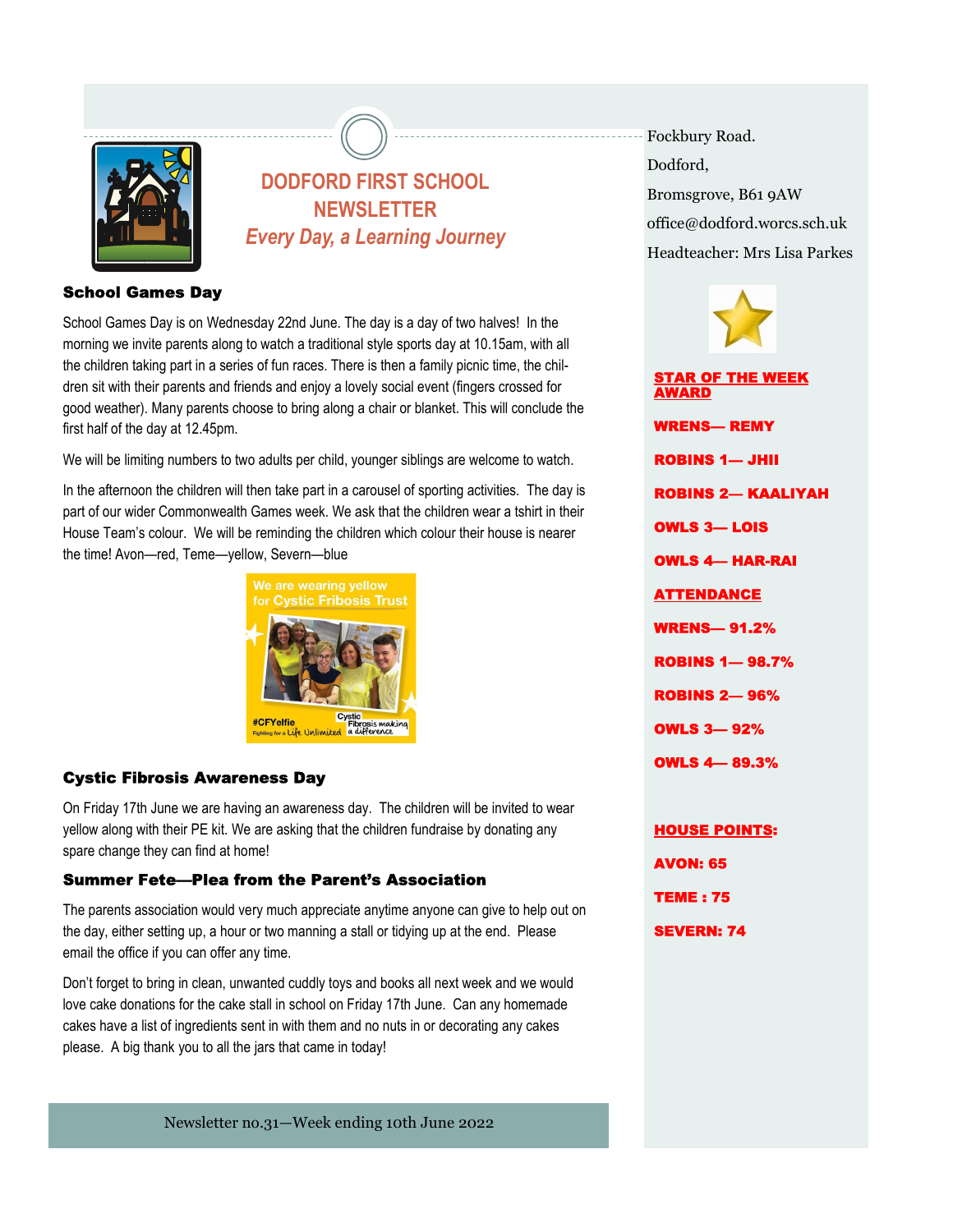# DODFORD FIRST SCHOOL NEWSLETTER

*Every Day, a Learning Journey*

Fockbury Road.
Dodford,
Bromsgrove, B61 9AW
office@dodford.worcs.sch.uk
Headteacher: Mrs Lisa Parkes

### School Games Day

School Games Day is on Wednesday 22nd June. The day is a day of two halves! In the morning we invite parents along to watch a traditional style sports day at 10.15am, with all the children taking part in a series of fun races. There is then a family picnic time, the children sit with their parents and friends and enjoy a lovely social event (fingers crossed for good weather). Many parents choose to bring along a chair or blanket. This will conclude the first half of the day at 12.45pm.

We will be limiting numbers to two adults per child, younger siblings are welcome to watch.

In the afternoon the children will then take part in a carousel of sporting activities. The day is part of our wider Commonwealth Games week. We ask that the children wear a tshirt in their House Team's colour. We will be reminding the children which colour their house is nearer the time! Avon—red, Teme—yellow, Severn—blue

### Cystic Fibrosis Awareness Day

On Friday 17th June we are having an awareness day. The children will be invited to wear yellow along with their PE kit. We are asking that the children fundraise by donating any spare change they can find at home!

### Summer Fete—Plea from the Parent's Association

The parents association would very much appreciate anytime anyone can give to help out on the day, either setting up, a hour or two manning a stall or tidying up at the end. Please email the office if you can offer any time.

Don't forget to bring in clean, unwanted cuddly toys and books all next week and we would love cake donations for the cake stall in school on Friday 17th June. Can any homemade cakes have a list of ingredients sent in with them and no nuts in or decorating any cakes please. A big thank you to all the jars that came in today!

Newsletter no.31—Week ending 10th June 2022

**STAR OF THE WEEK AWARD**

**WRENS— REMY**

**ROBINS 1— JHII**

**ROBINS 2— KAALIYAH**

**OWLS 3— LOIS**

**OWLS 4— HAR-RAI**

**ATTENDANCE**

**WRENS— 91.2%**

**ROBINS 1— 98.7%**

**ROBINS 2— 96%**

**OWLS 3— 92%**

**OWLS 4— 89.3%**

**HOUSE POINTS:**

**AVON: 65**

**TEME : 75**

**SEVERN: 74**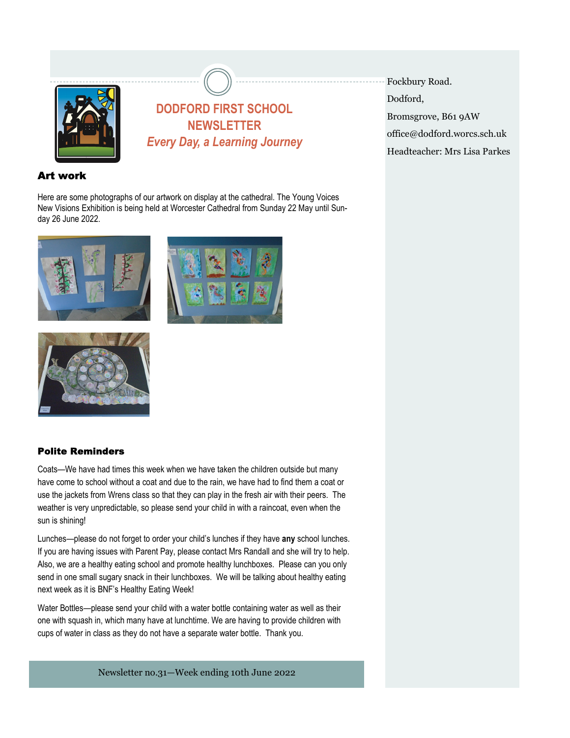# DODFORD FIRST SCHOOL NEWSLETTER

*Every Day, a Learning Journey*

Fockbury Road.

Dodford,

Bromsgrove, B61 9AW

office@dodford.worcs.sch.uk

Headteacher: Mrs Lisa Parkes

## Art work

Here are some photographs of our artwork on display at the cathedral. The Young Voices New Visions Exhibition is being held at Worcester Cathedral from Sunday 22 May until Sunday 26 June 2022.

## Polite Reminders

Coats—We have had times this week when we have taken the children outside but many have come to school without a coat and due to the rain, we have had to find them a coat or use the jackets from Wrens class so that they can play in the fresh air with their peers. The weather is very unpredictable, so please send your child in with a raincoat, even when the sun is shining!

Lunches—please do not forget to order your child's lunches if they have **any** school lunches. If you are having issues with Parent Pay, please contact Mrs Randall and she will try to help. Also, we are a healthy eating school and promote healthy lunchboxes. Please can you only send in one small sugary snack in their lunchboxes. We will be talking about healthy eating next week as it is BNF's Healthy Eating Week!

Water Bottles—please send your child with a water bottle containing water as well as their one with squash in, which many have at lunchtime. We are having to provide children with cups of water in class as they do not have a separate water bottle. Thank you.

Newsletter no.31—Week ending 10th June 2022